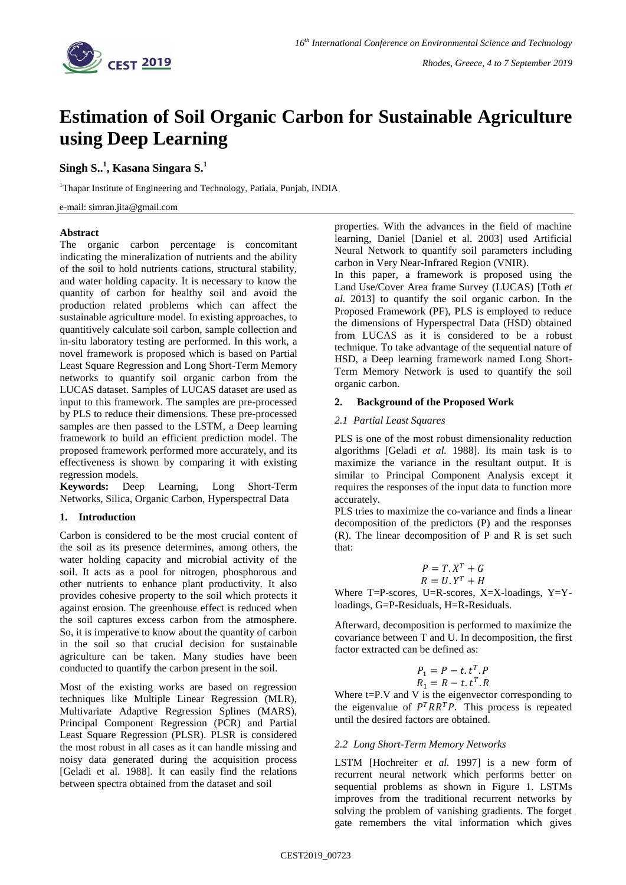# Estimation of Soil Organic Carbon for Sustainable Agriculture using Deep Learning

**Singh S..[1], Kasana Singara S.[1]**

[1]Thapar Institute of Engineering and Technology, Patiala, Punjab, INDIA

e-mail: simran.jita@gmail.com

**Abstract**

The organic carbon percentage is concomitant indicating the mineralization of nutrients and the ability of the soil to hold nutrients cations, structural stability, and water holding capacity. It is necessary to know the quantity of carbon for healthy soil and avoid the production related problems which can affect the sustainable agriculture model. In existing approaches, to quantitively calculate soil carbon, sample collection and in-situ laboratory testing are performed. In this work, a novel framework is proposed which is based on Partial Least Square Regression and Long Short-Term Memory networks to quantify soil organic carbon from the LUCAS dataset. Samples of LUCAS dataset are used as input to this framework. The samples are pre-processed by PLS to reduce their dimensions. These pre-processed samples are then passed to the LSTM, a Deep learning framework to build an efficient prediction model. The proposed framework performed more accurately, and its effectiveness is shown by comparing it with existing regression models.

**Keywords:** Deep Learning, Long Short-Term Networks, Silica, Organic Carbon, Hyperspectral Data

## 1. Introduction

Carbon is considered to be the most crucial content of the soil as its presence determines, among others, the water holding capacity and microbial activity of the soil. It acts as a pool for nitrogen, phosphorous and other nutrients to enhance plant productivity. It also provides cohesive property to the soil which protects it against erosion. The greenhouse effect is reduced when the soil captures excess carbon from the atmosphere. So, it is imperative to know about the quantity of carbon in the soil so that crucial decision for sustainable agriculture can be taken. Many studies have been conducted to quantify the carbon present in the soil.

Most of the existing works are based on regression techniques like Multiple Linear Regression (MLR), Multivariate Adaptive Regression Splines (MARS), Principal Component Regression (PCR) and Partial Least Square Regression (PLSR). PLSR is considered the most robust in all cases as it can handle missing and noisy data generated during the acquisition process [Geladi et al. 1988]. It can easily find the relations between spectra obtained from the dataset and soil properties. With the advances in the field of machine learning, Daniel [Daniel et al. 2003] used Artificial Neural Network to quantify soil parameters including carbon in Very Near-Infrared Region (VNIR).

In this paper, a framework is proposed using the Land Use/Cover Area frame Survey (LUCAS) [Toth *et al.* 2013] to quantify the soil organic carbon. In the Proposed Framework (PF), PLS is employed to reduce the dimensions of Hyperspectral Data (HSD) obtained from LUCAS as it is considered to be a robust technique. To take advantage of the sequential nature of HSD, a Deep learning framework named Long Short-Term Memory Network is used to quantify the soil organic carbon.

## 2. Background of the Proposed Work

### 2.1 Partial Least Squares

PLS is one of the most robust dimensionality reduction algorithms [Geladi *et al.* 1988]. Its main task is to maximize the variance in the resultant output. It is similar to Principal Component Analysis except it requires the responses of the input data to function more accurately.

PLS tries to maximize the co-variance and finds a linear decomposition of the predictors (P) and the responses (R). The linear decomposition of P and R is set such that:

$$P = T.X^T + G$$
$$R = U.Y^T + H$$

Where T=P-scores, U=R-scores, X=X-loadings, Y=Y-loadings, G=P-Residuals, H=R-Residuals.

Afterward, decomposition is performed to maximize the covariance between T and U. In decomposition, the first factor extracted can be defined as:

$$P_1 = P - t.t^T.P$$
$$R_1 = R - t.t^T.R$$

Where t=P.V and V is the eigenvector corresponding to the eigenvalue of $P^T RR^T P$. This process is repeated until the desired factors are obtained.

### 2.2 Long Short-Term Memory Networks

LSTM [Hochreiter *et al.* 1997] is a new form of recurrent neural network which performs better on sequential problems as shown in Figure 1. LSTMs improves from the traditional recurrent networks by solving the problem of vanishing gradients. The forget gate remembers the vital information which gives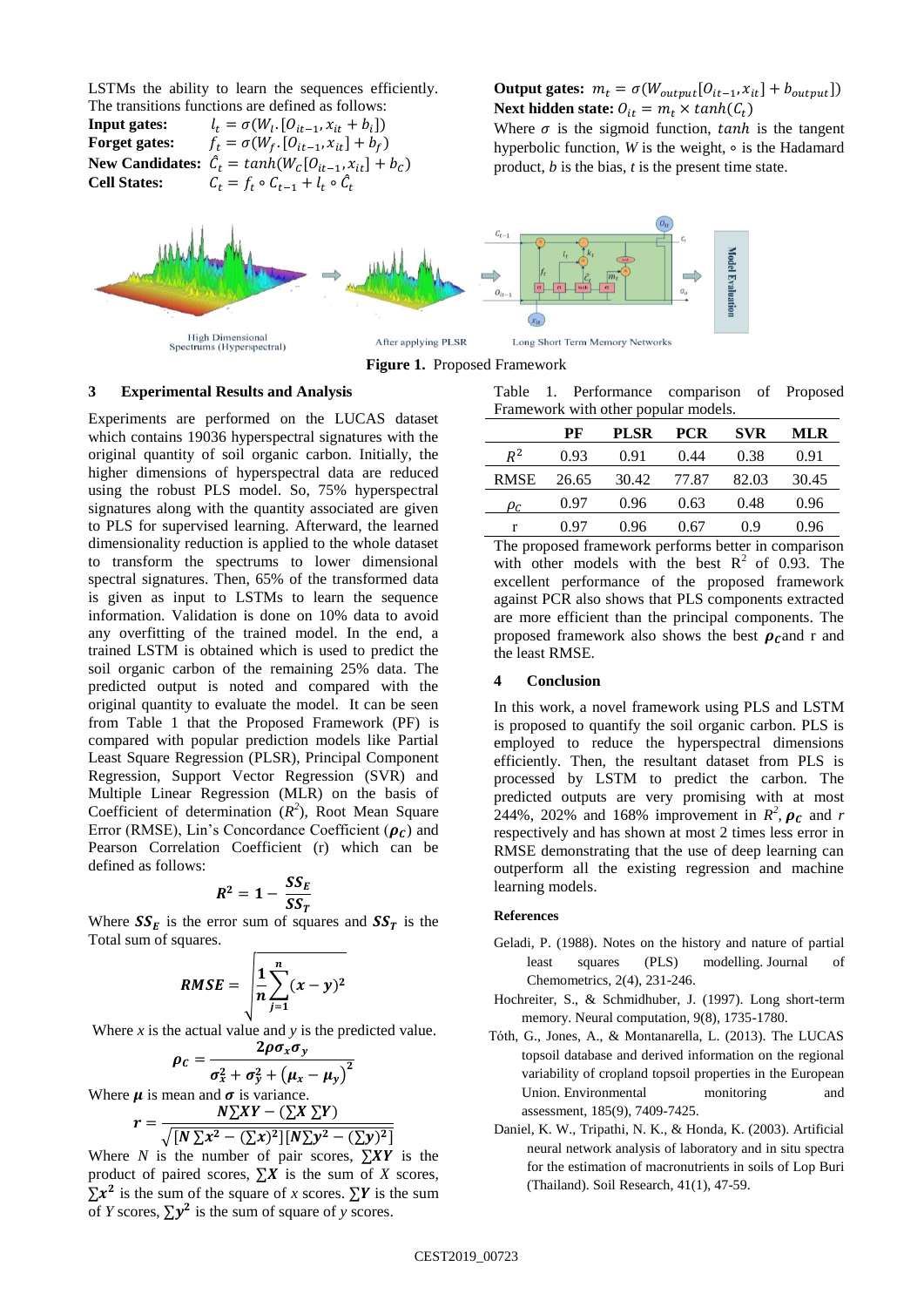LSTMs the ability to learn the sequences efficiently. The transitions functions are defined as follows:

**Input gates:** $l_t = \sigma(W_l.[O_{it-1}, x_{it} + b_i])$

**Forget gates:** $f_t = \sigma(W_f.[O_{it-1}, x_{it}] + b_f)$

**New Candidates:** $\hat{C}_t = tanh(W_c[O_{it-1}, x_{it}] + b_c)$

**Cell States:** $C_t = f_t \circ C_{t-1} + l_t \circ \hat{C}_t$

**Output gates:** $m_t = \sigma(W_{output}[O_{it-1}, x_{it}] + b_{output}])$

**Next hidden state:** $O_{it} = m_t \times tanh(C_t)$

Where $\sigma$ is the sigmoid function, $tanh$ is the tangent hyperbolic function, $W$ is the weight, $\circ$ is the Hadamard product, $b$ is the bias, $t$ is the present time state.

High Dimensional Spectrums (Hyperspectral)

After applying PLSR

Long Short Term Memory Networks

Model Evaluation

**Figure 1.** Proposed Framework

## 3 Experimental Results and Analysis

Experiments are performed on the LUCAS dataset which contains 19036 hyperspectral signatures with the original quantity of soil organic carbon. Initially, the higher dimensions of hyperspectral data are reduced using the robust PLS model. So, 75% hyperspectral signatures along with the quantity associated are given to PLS for supervised learning. Afterward, the learned dimensionality reduction is applied to the whole dataset to transform the spectrums to lower dimensional spectral signatures. Then, 65% of the transformed data is given as input to LSTMs to learn the sequence information. Validation is done on 10% data to avoid any overfitting of the trained model. In the end, a trained LSTM is obtained which is used to predict the soil organic carbon of the remaining 25% data. The predicted output is noted and compared with the original quantity to evaluate the model. It can be seen from Table 1 that the Proposed Framework (PF) is compared with popular prediction models like Partial Least Square Regression (PLSR), Principal Component Regression, Support Vector Regression (SVR) and Multiple Linear Regression (MLR) on the basis of Coefficient of determination ($R^2$), Root Mean Square Error (RMSE), Lin's Concordance Coefficient ($\boldsymbol{\rho_C}$) and Pearson Correlation Coefficient (r) which can be defined as follows:

$$R^2 = 1 - \frac{SS_E}{SS_T}$$

Where $SS_E$ is the error sum of squares and $SS_T$ is the Total sum of squares.

$$RMSE = \sqrt{\frac{1}{n}\sum_{j=1}^{n}(x - y)^2}$$

Where $x$ is the actual value and $y$ is the predicted value.

$$\rho_C = \frac{2\rho\sigma_x\sigma_y}{\sigma_x^2 + \sigma_y^2 + (\mu_x - \mu_y)^2}$$

Where $\boldsymbol{\mu}$ is mean and $\boldsymbol{\sigma}$ is variance.

$$r = \frac{N\sum XY - (\sum X \sum Y)}{\sqrt{[N\sum x^2 - (\sum x)^2][N\sum y^2 - (\sum y)^2]}}$$

Where $N$ is the number of pair scores, $\sum XY$ is the product of paired scores, $\sum X$ is the sum of $X$ scores, $\sum x^2$ is the sum of the square of $x$ scores. $\sum Y$ is the sum of $Y$ scores, $\sum y^2$ is the sum of square of $y$ scores.

Table 1. Performance comparison of Proposed Framework with other popular models.

| | PF | PLSR | PCR | SVR | MLR |
|---|---|---|---|---|---|
| $R^2$ | 0.93 | 0.91 | 0.44 | 0.38 | 0.91 |
| RMSE | 26.65 | 30.42 | 77.87 | 82.03 | 30.45 |
| $\rho_C$ | 0.97 | 0.96 | 0.63 | 0.48 | 0.96 |
| r | 0.97 | 0.96 | 0.67 | 0.9 | 0.96 |

The proposed framework performs better in comparison with other models with the best $R^2$ of 0.93. The excellent performance of the proposed framework against PCR also shows that PLS components extracted are more efficient than the principal components. The proposed framework also shows the best $\boldsymbol{\rho_C}$ and r and the least RMSE.

## 4 Conclusion

In this work, a novel framework using PLS and LSTM is proposed to quantify the soil organic carbon. PLS is employed to reduce the hyperspectral dimensions efficiently. Then, the resultant dataset from PLS is processed by LSTM to predict the carbon. The predicted outputs are very promising with at most 244%, 202% and 168% improvement in $R^2$, $\boldsymbol{\rho_C}$ and $r$ respectively and has shown at most 2 times less error in RMSE demonstrating that the use of deep learning can outperform all the existing regression and machine learning models.

### References

Geladi, P. (1988). Notes on the history and nature of partial least squares (PLS) modelling. Journal of Chemometrics, 2(4), 231-246.

Hochreiter, S., & Schmidhuber, J. (1997). Long short-term memory. Neural computation, 9(8), 1735-1780.

Tóth, G., Jones, A., & Montanarella, L. (2013). The LUCAS topsoil database and derived information on the regional variability of cropland topsoil properties in the European Union. Environmental monitoring and assessment, 185(9), 7409-7425.

Daniel, K. W., Tripathi, N. K., & Honda, K. (2003). Artificial neural network analysis of laboratory and in situ spectra for the estimation of macronutrients in soils of Lop Buri (Thailand). Soil Research, 41(1), 47-59.